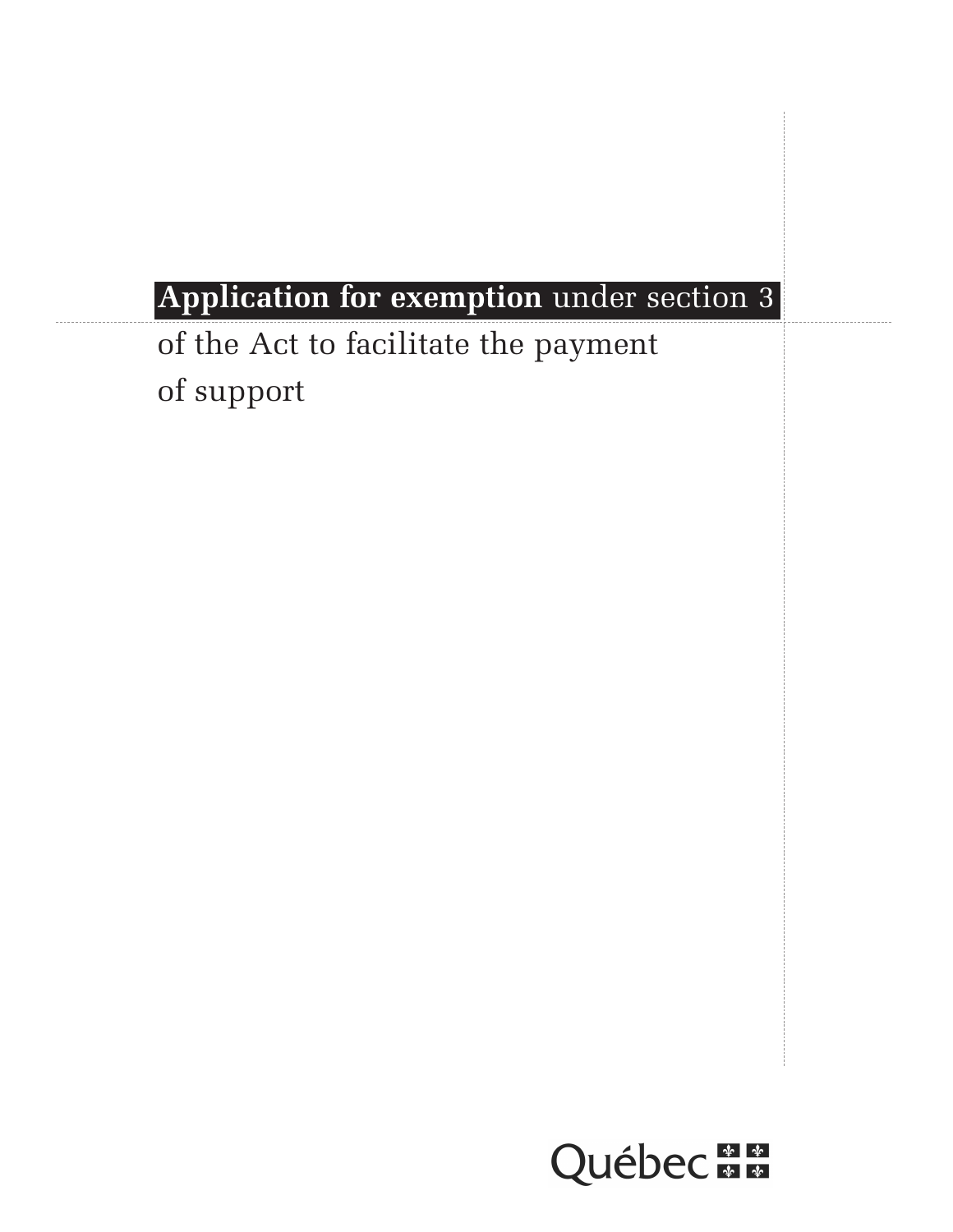# **Application for exemption** under section 3 of the Act to facilitate the payment of support

Québec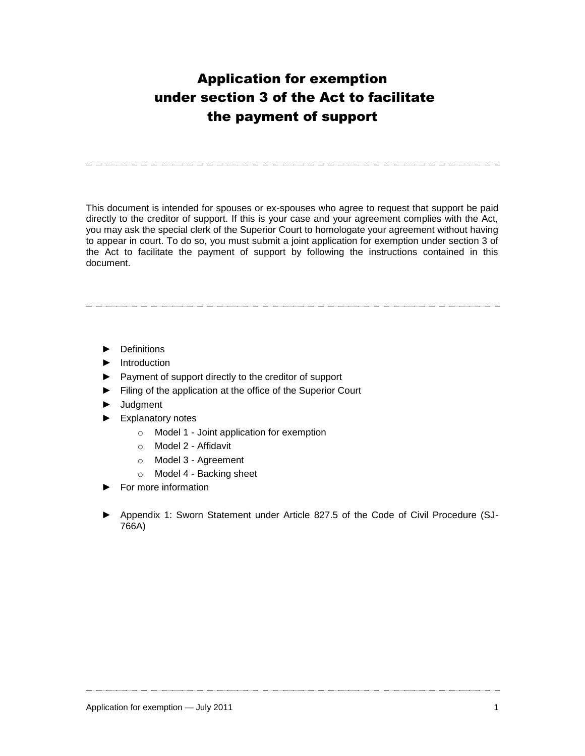# Application for exemption under section 3 of the Act to facilitate the payment of support

---

This document is intended for spouses or ex-spouses who agree to request that support be paid directly to the creditor of support. If this is your case and your agreement complies with the Act, you may ask the special clerk of the Superior Court to homologate your agreement without having to appear in court. To do so, you must submit a joint application for exemption under section 3 of the Act to facilitate the payment of support by following the instructions contained in this document.

---

- ► Definitions
- ► Introduction
- ► Payment of support directly to the creditor of support
- ► Filing of the application at the office of the Superior Court
- ► Judgment
- ► Explanatory notes
  - Model 1 - Joint application for exemption
  - Model 2 - Affidavit
  - Model 3 - Agreement
  - Model 4 - Backing sheet
- ► For more information
- ► Appendix 1: Sworn Statement under Article 827.5 of the Code of Civil Procedure (SJ-766A)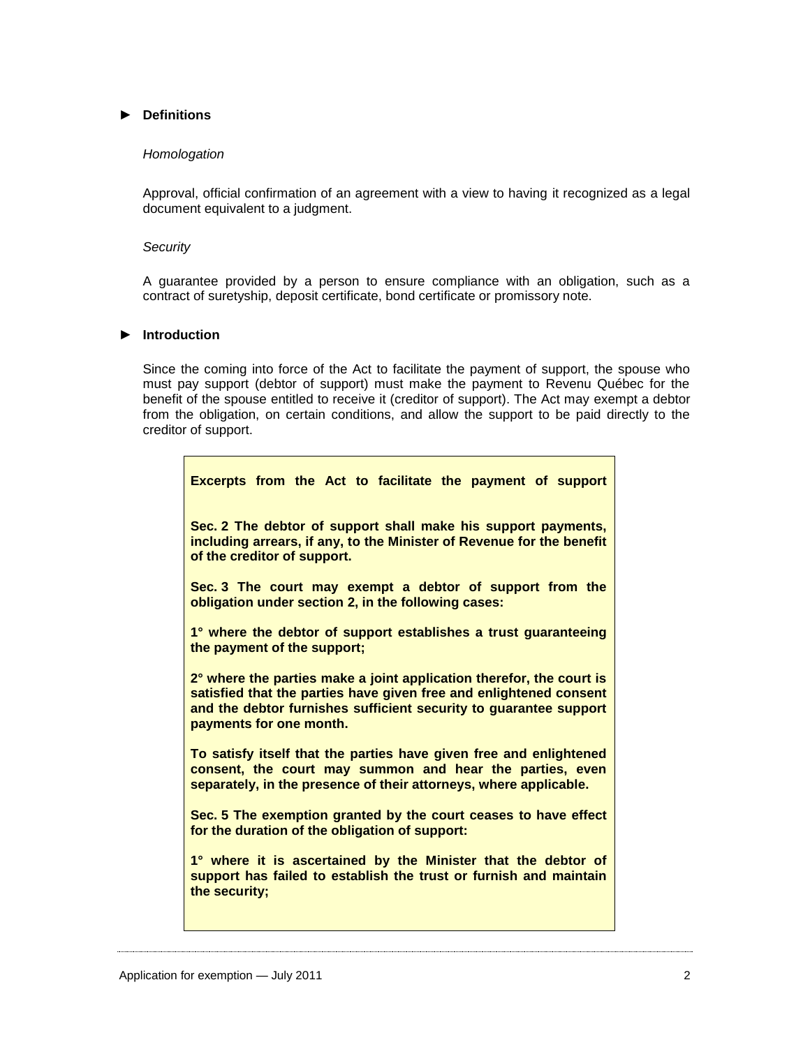## ► Definitions

*Homologation*

Approval, official confirmation of an agreement with a view to having it recognized as a legal document equivalent to a judgment.

*Security*

A guarantee provided by a person to ensure compliance with an obligation, such as a contract of suretyship, deposit certificate, bond certificate or promissory note.

## ► Introduction

Since the coming into force of the Act to facilitate the payment of support, the spouse who must pay support (debtor of support) must make the payment to Revenu Québec for the benefit of the spouse entitled to receive it (creditor of support). The Act may exempt a debtor from the obligation, on certain conditions, and allow the support to be paid directly to the creditor of support.

**Excerpts from the Act to facilitate the payment of support**

**Sec. 2 The debtor of support shall make his support payments, including arrears, if any, to the Minister of Revenue for the benefit of the creditor of support.**

**Sec. 3 The court may exempt a debtor of support from the obligation under section 2, in the following cases:**

**1° where the debtor of support establishes a trust guaranteeing the payment of the support;**

**2° where the parties make a joint application therefor, the court is satisfied that the parties have given free and enlightened consent and the debtor furnishes sufficient security to guarantee support payments for one month.**

**To satisfy itself that the parties have given free and enlightened consent, the court may summon and hear the parties, even separately, in the presence of their attorneys, where applicable.**

**Sec. 5 The exemption granted by the court ceases to have effect for the duration of the obligation of support:**

**1° where it is ascertained by the Minister that the debtor of support has failed to establish the trust or furnish and maintain the security;**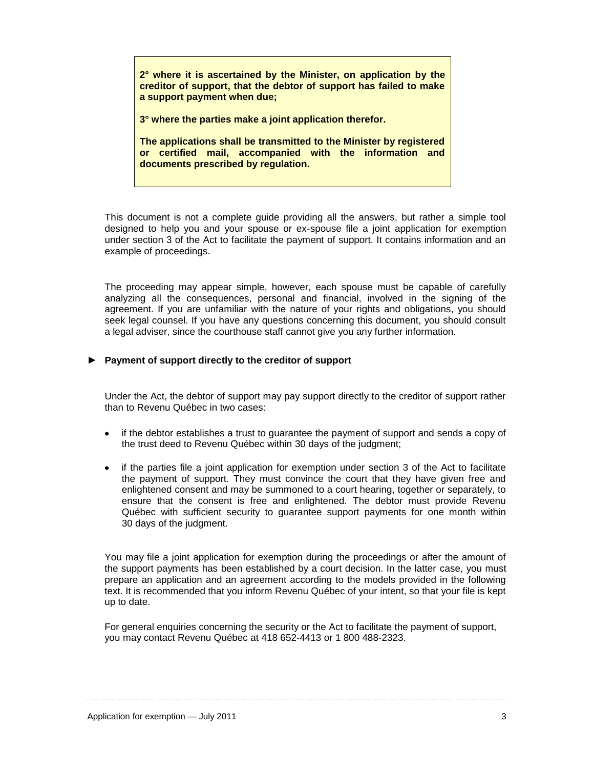**2° where it is ascertained by the Minister, on application by the creditor of support, that the debtor of support has failed to make a support payment when due;**

**3° where the parties make a joint application therefor.**

**The applications shall be transmitted to the Minister by registered or certified mail, accompanied with the information and documents prescribed by regulation.**

This document is not a complete guide providing all the answers, but rather a simple tool designed to help you and your spouse or ex-spouse file a joint application for exemption under section 3 of the Act to facilitate the payment of support. It contains information and an example of proceedings.

The proceeding may appear simple, however, each spouse must be capable of carefully analyzing all the consequences, personal and financial, involved in the signing of the agreement. If you are unfamiliar with the nature of your rights and obligations, you should seek legal counsel. If you have any questions concerning this document, you should consult a legal adviser, since the courthouse staff cannot give you any further information.

### ► Payment of support directly to the creditor of support

Under the Act, the debtor of support may pay support directly to the creditor of support rather than to Revenu Québec in two cases:

- if the debtor establishes a trust to guarantee the payment of support and sends a copy of the trust deed to Revenu Québec within 30 days of the judgment;
- if the parties file a joint application for exemption under section 3 of the Act to facilitate the payment of support. They must convince the court that they have given free and enlightened consent and may be summoned to a court hearing, together or separately, to ensure that the consent is free and enlightened. The debtor must provide Revenu Québec with sufficient security to guarantee support payments for one month within 30 days of the judgment.

You may file a joint application for exemption during the proceedings or after the amount of the support payments has been established by a court decision. In the latter case, you must prepare an application and an agreement according to the models provided in the following text. It is recommended that you inform Revenu Québec of your intent, so that your file is kept up to date.

For general enquiries concerning the security or the Act to facilitate the payment of support, you may contact Revenu Québec at 418 652-4413 or 1 800 488-2323.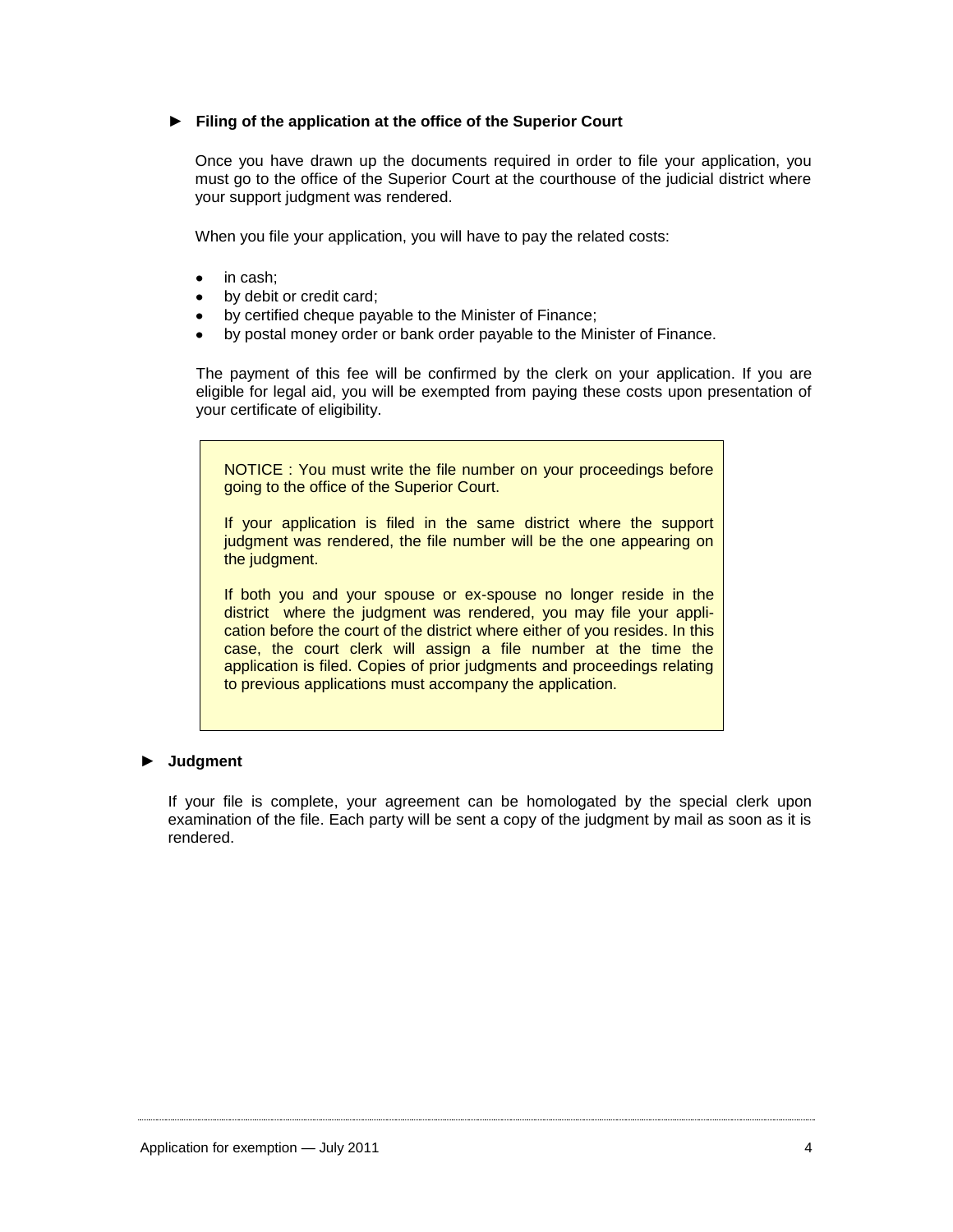### ► Filing of the application at the office of the Superior Court

Once you have drawn up the documents required in order to file your application, you must go to the office of the Superior Court at the courthouse of the judicial district where your support judgment was rendered.

When you file your application, you will have to pay the related costs:

- in cash;
- by debit or credit card;
- by certified cheque payable to the Minister of Finance;
- by postal money order or bank order payable to the Minister of Finance.

The payment of this fee will be confirmed by the clerk on your application. If you are eligible for legal aid, you will be exempted from paying these costs upon presentation of your certificate of eligibility.

> NOTICE : You must write the file number on your proceedings before going to the office of the Superior Court.
>
> If your application is filed in the same district where the support judgment was rendered, the file number will be the one appearing on the judgment.
>
> If both you and your spouse or ex-spouse no longer reside in the district where the judgment was rendered, you may file your application before the court of the district where either of you resides. In this case, the court clerk will assign a file number at the time the application is filed. Copies of prior judgments and proceedings relating to previous applications must accompany the application.

### ► Judgment

If your file is complete, your agreement can be homologated by the special clerk upon examination of the file. Each party will be sent a copy of the judgment by mail as soon as it is rendered.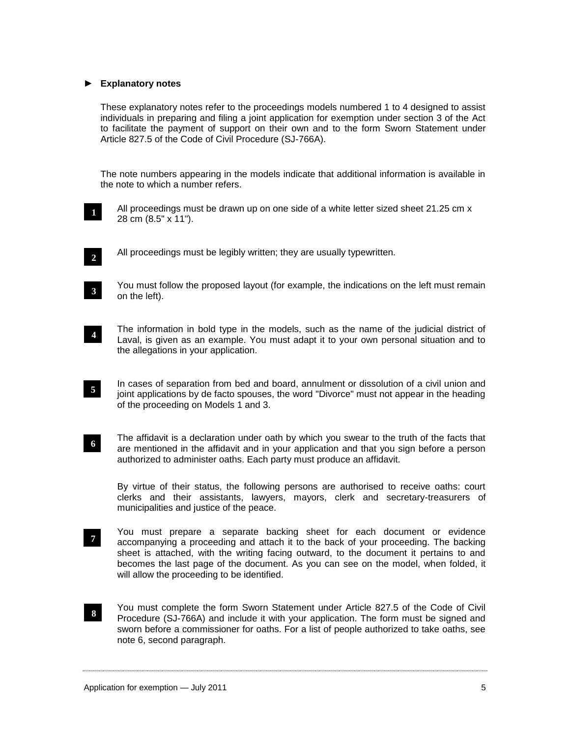## ► Explanatory notes

These explanatory notes refer to the proceedings models numbered 1 to 4 designed to assist individuals in preparing and filing a joint application for exemption under section 3 of the Act to facilitate the payment of support on their own and to the form Sworn Statement under Article 827.5 of the Code of Civil Procedure (SJ-766A).

The note numbers appearing in the models indicate that additional information is available in the note to which a number refers.

**1** All proceedings must be drawn up on one side of a white letter sized sheet 21.25 cm x 28 cm (8.5" x 11").

**2** All proceedings must be legibly written; they are usually typewritten.

**3** You must follow the proposed layout (for example, the indications on the left must remain on the left).

**4** The information in bold type in the models, such as the name of the judicial district of Laval, is given as an example. You must adapt it to your own personal situation and to the allegations in your application.

**5** In cases of separation from bed and board, annulment or dissolution of a civil union and joint applications by de facto spouses, the word "Divorce" must not appear in the heading of the proceeding on Models 1 and 3.

**6** The affidavit is a declaration under oath by which you swear to the truth of the facts that are mentioned in the affidavit and in your application and that you sign before a person authorized to administer oaths. Each party must produce an affidavit.

By virtue of their status, the following persons are authorised to receive oaths: court clerks and their assistants, lawyers, mayors, clerk and secretary-treasurers of municipalities and justice of the peace.

**7** You must prepare a separate backing sheet for each document or evidence accompanying a proceeding and attach it to the back of your proceeding. The backing sheet is attached, with the writing facing outward, to the document it pertains to and becomes the last page of the document. As you can see on the model, when folded, it will allow the proceeding to be identified.

**8** You must complete the form Sworn Statement under Article 827.5 of the Code of Civil Procedure (SJ-766A) and include it with your application. The form must be signed and sworn before a commissioner for oaths. For a list of people authorized to take oaths, see note 6, second paragraph.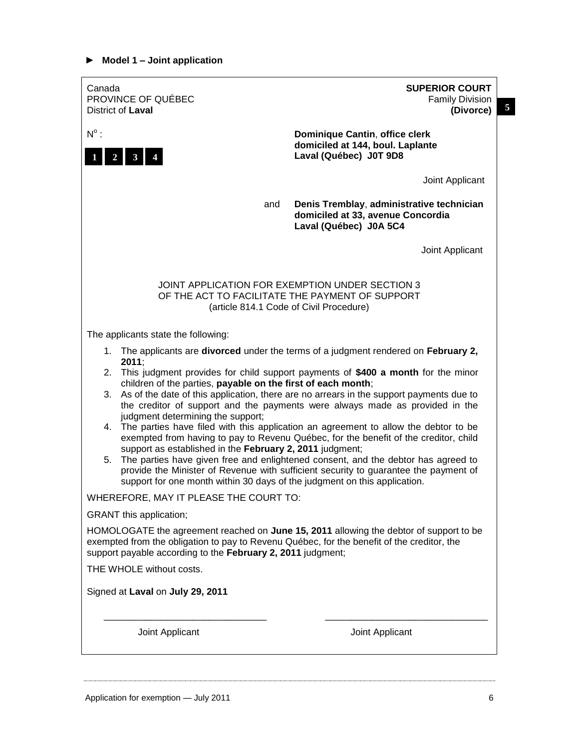► **Model 1 – Joint application**

Canada
PROVINCE OF QUÉBEC
District of **Laval**

**SUPERIOR COURT**
Family Division
**(Divorce)**

**5**

N[o] :

**1** **2** **3** **4**

**Dominique Cantin**, **office clerk**
**domiciled at 144, boul. Laplante**
**Laval (Québec) J0T 9D8**

Joint Applicant

and **Denis Tremblay**, **administrative technician**
**domiciled at 33, avenue Concordia**
**Laval (Québec) J0A 5C4**

Joint Applicant

JOINT APPLICATION FOR EXEMPTION UNDER SECTION 3
OF THE ACT TO FACILITATE THE PAYMENT OF SUPPORT
(article 814.1 Code of Civil Procedure)

The applicants state the following:

1. The applicants are **divorced** under the terms of a judgment rendered on **February 2, 2011**;
2. This judgment provides for child support payments of **$400 a month** for the minor children of the parties, **payable on the first of each month**;
3. As of the date of this application, there are no arrears in the support payments due to the creditor of support and the payments were always made as provided in the judgment determining the support;
4. The parties have filed with this application an agreement to allow the debtor to be exempted from having to pay to Revenu Québec, for the benefit of the creditor, child support as established in the **February 2, 2011** judgment;
5. The parties have given free and enlightened consent, and the debtor has agreed to provide the Minister of Revenue with sufficient security to guarantee the payment of support for one month within 30 days of the judgment on this application.

WHEREFORE, MAY IT PLEASE THE COURT TO:

GRANT this application;

HOMOLOGATE the agreement reached on **June 15, 2011** allowing the debtor of support to be exempted from the obligation to pay to Revenu Québec, for the benefit of the creditor, the support payable according to the **February 2, 2011** judgment;

THE WHOLE without costs.

Signed at **Laval** on **July 29, 2011**

\_\_\_\_\_\_\_\_\_\_\_\_\_\_\_\_\_\_\_\_\_\_\_\_\_\_\_\_\_\_ Joint Applicant

\_\_\_\_\_\_\_\_\_\_\_\_\_\_\_\_\_\_\_\_\_\_\_\_\_\_\_\_\_\_ Joint Applicant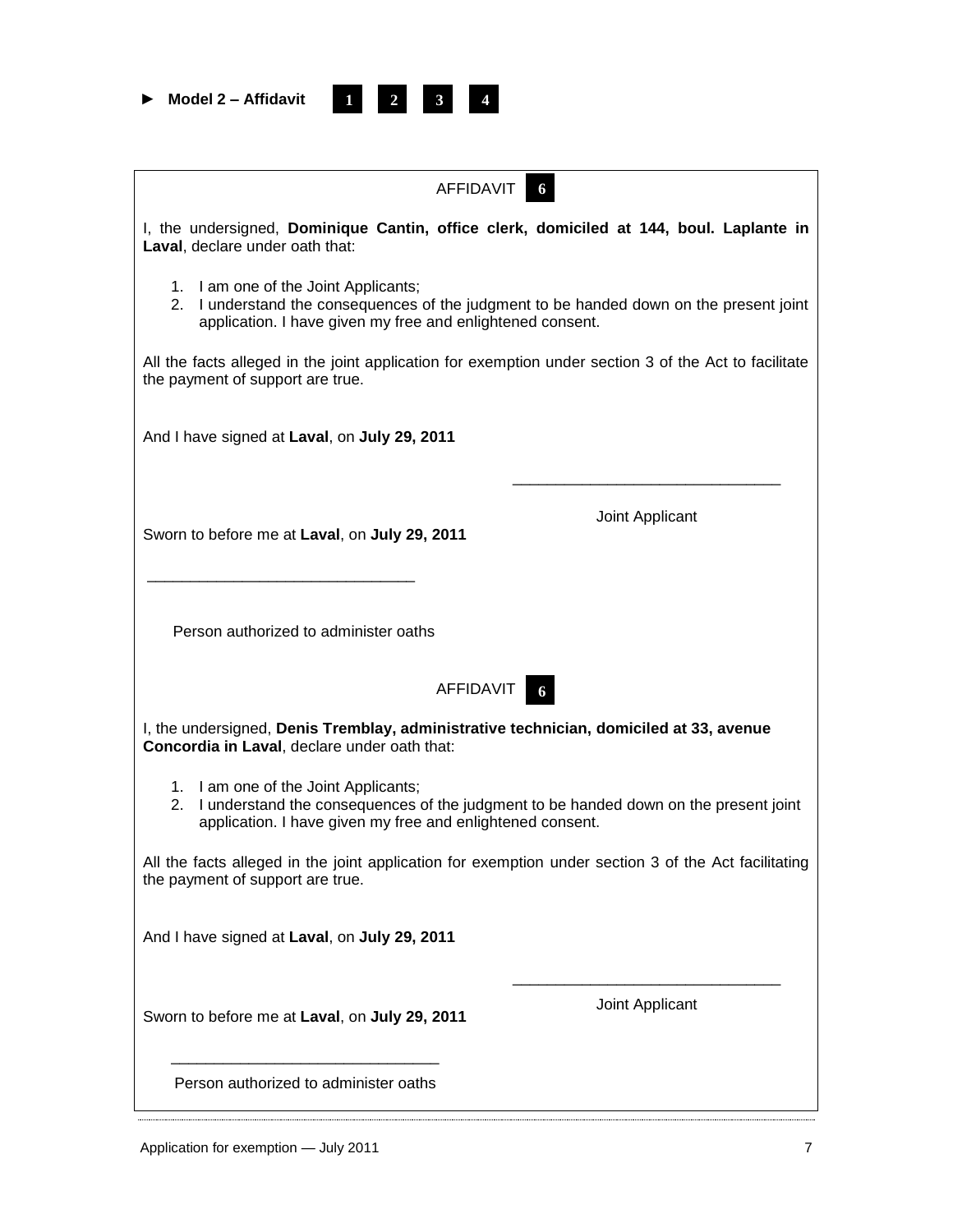► **Model 2 – Affidavit** 1 2 3 4

AFFIDAVIT 6

I, the undersigned, **Dominique Cantin, office clerk, domiciled at 144, boul. Laplante in Laval**, declare under oath that:

1. I am one of the Joint Applicants;
2. I understand the consequences of the judgment to be handed down on the present joint application. I have given my free and enlightened consent.

All the facts alleged in the joint application for exemption under section 3 of the Act to facilitate the payment of support are true.

And I have signed at **Laval**, on **July 29, 2011**

\_\_\_\_\_\_\_\_\_\_\_\_\_\_\_\_\_\_\_\_\_\_\_\_\_\_\_\_\_\_\_

Joint Applicant

Sworn to before me at **Laval**, on **July 29, 2011**

\_\_\_\_\_\_\_\_\_\_\_\_\_\_\_\_\_\_\_\_\_\_\_\_\_\_\_\_\_\_\_

Person authorized to administer oaths

AFFIDAVIT 6

I, the undersigned, **Denis Tremblay, administrative technician, domiciled at 33, avenue Concordia in Laval**, declare under oath that:

1. I am one of the Joint Applicants;
2. I understand the consequences of the judgment to be handed down on the present joint application. I have given my free and enlightened consent.

All the facts alleged in the joint application for exemption under section 3 of the Act facilitating the payment of support are true.

And I have signed at **Laval**, on **July 29, 2011**

\_\_\_\_\_\_\_\_\_\_\_\_\_\_\_\_\_\_\_\_\_\_\_\_\_\_\_\_\_\_\_

Joint Applicant

Sworn to before me at **Laval**, on **July 29, 2011**

\_\_\_\_\_\_\_\_\_\_\_\_\_\_\_\_\_\_\_\_\_\_\_\_\_\_\_\_\_\_\_

Person authorized to administer oaths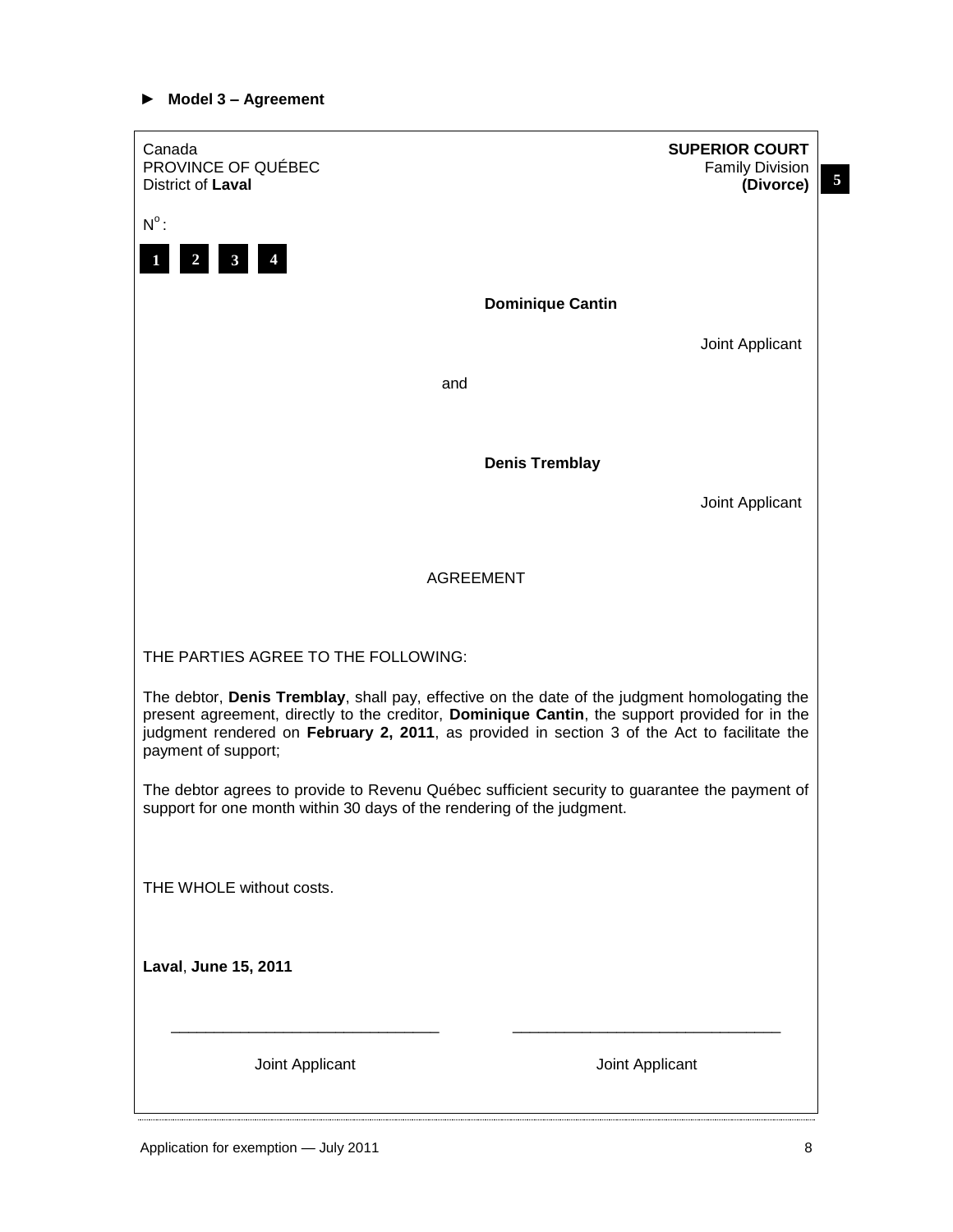► **Model 3 – Agreement**

Canada
PROVINCE OF QUÉBEC
District of **Laval**

**SUPERIOR COURT**
Family Division
**(Divorce)**

**5**

N$^{o}$ :

**1** **2** **3** **4**

**Dominique Cantin**

Joint Applicant

and

**Denis Tremblay**

Joint Applicant

AGREEMENT

THE PARTIES AGREE TO THE FOLLOWING:

The debtor, **Denis Tremblay**, shall pay, effective on the date of the judgment homologating the present agreement, directly to the creditor, **Dominique Cantin**, the support provided for in the judgment rendered on **February 2, 2011**, as provided in section 3 of the Act to facilitate the payment of support;

The debtor agrees to provide to Revenu Québec sufficient security to guarantee the payment of support for one month within 30 days of the rendering of the judgment.

THE WHOLE without costs.

**Laval**, **June 15, 2011**

\_\_\_\_\_\_\_\_\_\_\_\_\_\_\_\_\_\_\_\_\_\_\_\_\_\_\_\_\_\_ \_\_\_\_\_\_\_\_\_\_\_\_\_\_\_\_\_\_\_\_\_\_\_\_\_\_\_\_\_\_

Joint Applicant Joint Applicant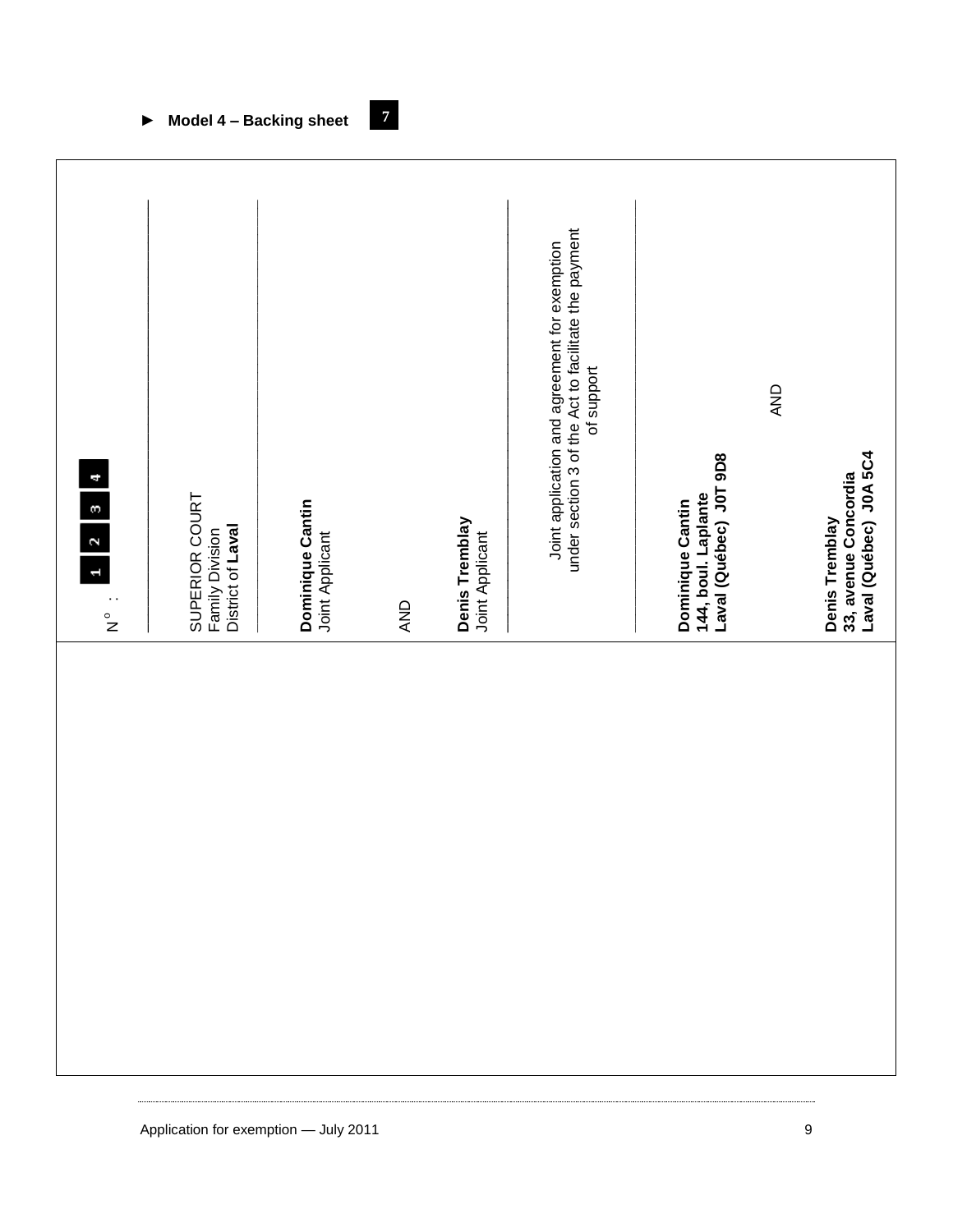► **Model 4 – Backing sheet** 7

N° : 1 2 3 4

SUPERIOR COURT
Family Division
District of **Laval**

**Dominique Cantin**
Joint Applicant

AND

**Denis Tremblay**
Joint Applicant

Joint application and agreement for exemption under section 3 of the Act to facilitate the payment of support

**Dominique Cantin**
**144, boul. Laplante**
**Laval (Québec) J0T 9D8**

AND

**Denis Tremblay**
**33, avenue Concordia**
**Laval (Québec) J0A 5C4**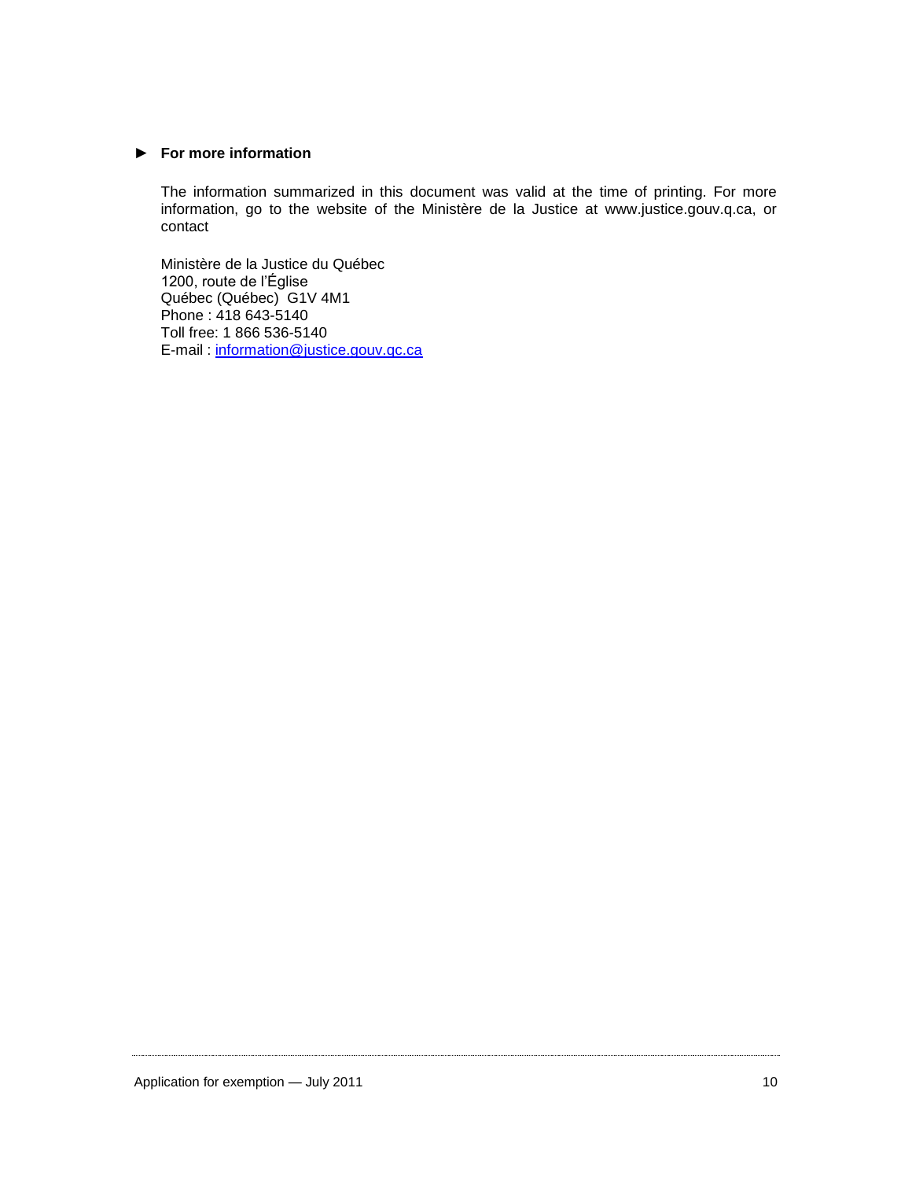### ► For more information

The information summarized in this document was valid at the time of printing. For more information, go to the website of the Ministère de la Justice at www.justice.gouv.q.ca, or contact

Ministère de la Justice du Québec
1200, route de l'Église
Québec (Québec) G1V 4M1
Phone : 418 643-5140
Toll free: 1 866 536-5140
E-mail : information@justice.gouv.qc.ca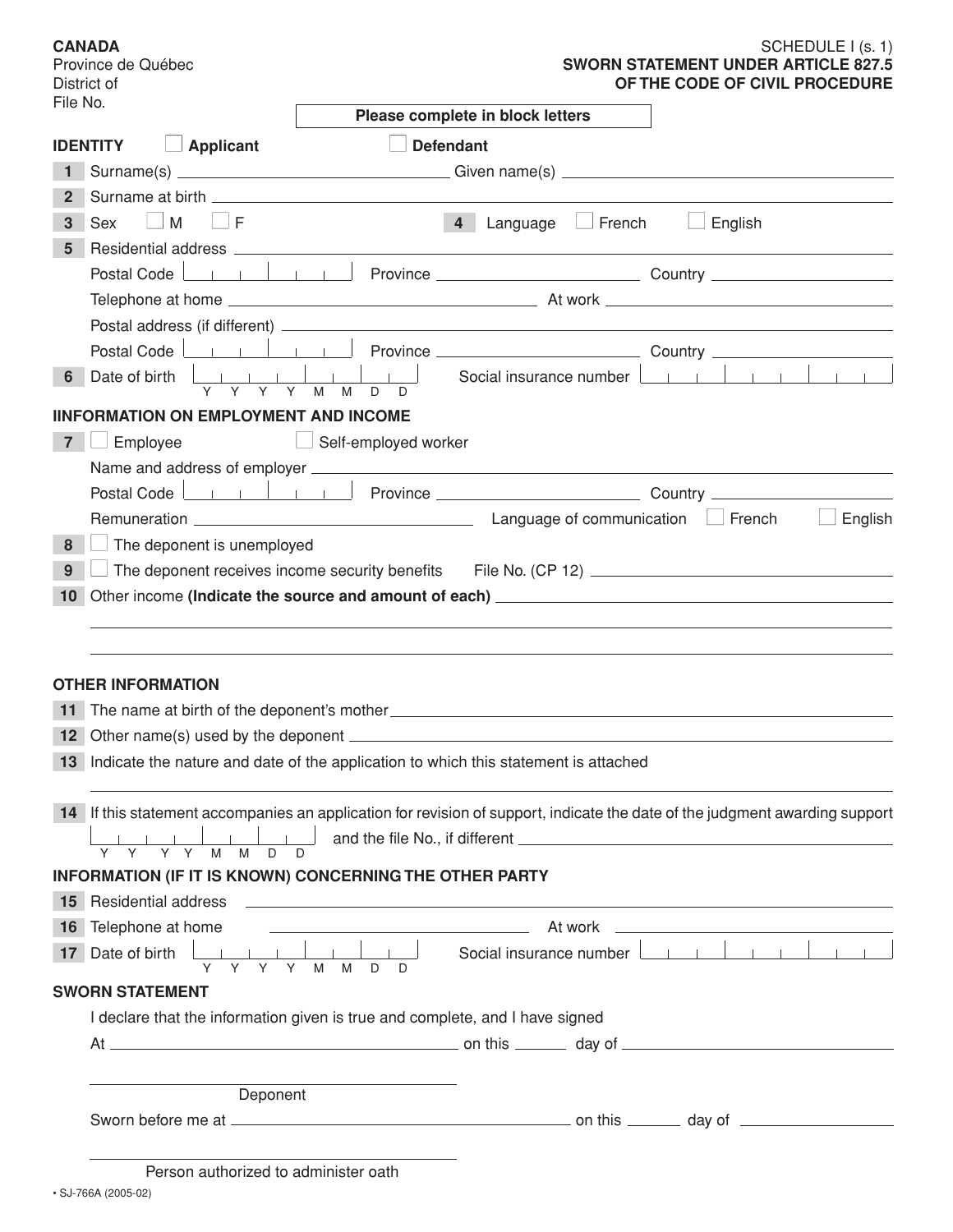**CANADA**
Province de Québec
District of
File No.

SCHEDULE I (s. 1)
**SWORN STATEMENT UNDER ARTICLE 827.5 OF THE CODE OF CIVIL PROCEDURE**

**Please complete in block letters**

**IDENTITY** ☐ **Applicant** ☐ **Defendant**

**1** Surname(s) ______________________ Given name(s) ______________________

**2** Surname at birth ______________________

**3** Sex ☐ M ☐ F **4** Language ☐ French ☐ English

**5** Residential address ______________________

Postal Code ______ Province ______________ Country ______________

Telephone at home ______________ At work ______________

Postal address (if different) ______________________

Postal Code ______ Province ______________ Country ______________

**6** Date of birth Y Y Y Y M M D D Social insurance number ______________

**IINFORMATION ON EMPLOYMENT AND INCOME**

**7** ☐ Employee ☐ Self-employed worker

Name and address of employer ______________________

Postal Code ______ Province ______________ Country ______________

Remuneration ______________ Language of communication ☐ French ☐ English

**8** ☐ The deponent is unemployed

**9** ☐ The deponent receives income security benefits File No. (CP 12) ______________

**10** Other income **(Indicate the source and amount of each)** ______________________

**OTHER INFORMATION**

**11** The name at birth of the deponent's mother ______________________

**12** Other name(s) used by the deponent ______________________

**13** Indicate the nature and date of the application to which this statement is attached

**14** If this statement accompanies an application for revision of support, indicate the date of the judgment awarding support

Y Y Y Y M M D D and the file No., if different ______________________

**INFORMATION (IF IT IS KNOWN) CONCERNING THE OTHER PARTY**

**15** Residential address ______________________

**16** Telephone at home ______________ At work ______________

**17** Date of birth Y Y Y Y M M D D Social insurance number ______________

**SWORN STATEMENT**

I declare that the information given is true and complete, and I have signed

At ______________________ on this ______ day of ______________

______________________
Deponent

Sworn before me at ______________________ on this ______ day of ______________

______________________
Person authorized to administer oath

• SJ-766A (2005-02)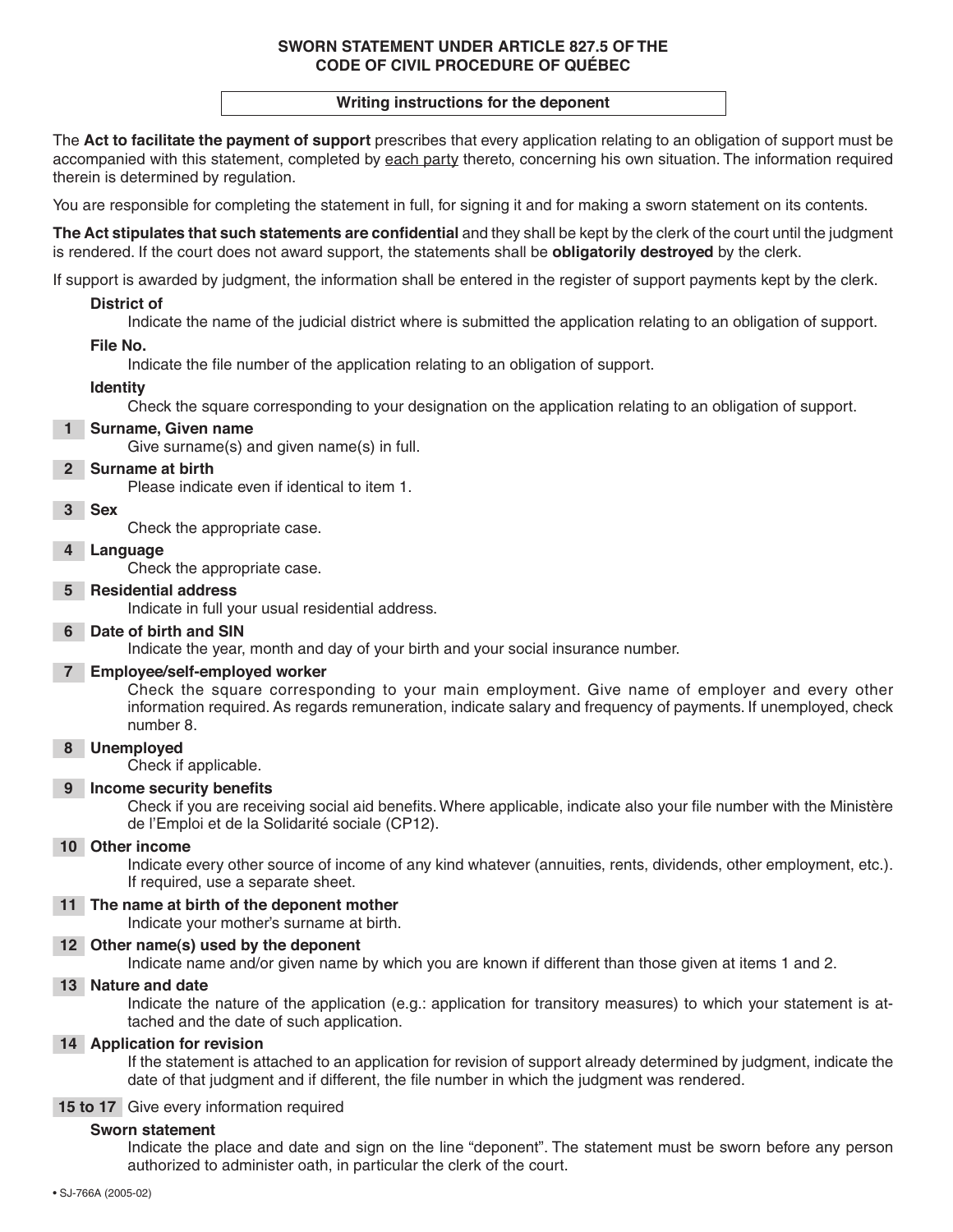# SWORN STATEMENT UNDER ARTICLE 827.5 OF THE CODE OF CIVIL PROCEDURE OF QUÉBEC

## Writing instructions for the deponent

The **Act to facilitate the payment of support** prescribes that every application relating to an obligation of support must be accompanied with this statement, completed by each party thereto, concerning his own situation. The information required therein is determined by regulation.

You are responsible for completing the statement in full, for signing it and for making a sworn statement on its contents.

**The Act stipulates that such statements are confidential** and they shall be kept by the clerk of the court until the judgment is rendered. If the court does not award support, the statements shall be **obligatorily destroyed** by the clerk.

If support is awarded by judgment, the information shall be entered in the register of support payments kept by the clerk.

**District of**
Indicate the name of the judicial district where is submitted the application relating to an obligation of support.

**File No.**
Indicate the file number of the application relating to an obligation of support.

**Identity**
Check the square corresponding to your designation on the application relating to an obligation of support.

**1 Surname, Given name**
Give surname(s) and given name(s) in full.

**2 Surname at birth**
Please indicate even if identical to item 1.

**3 Sex**
Check the appropriate case.

**4 Language**
Check the appropriate case.

**5 Residential address**
Indicate in full your usual residential address.

**6 Date of birth and SIN**
Indicate the year, month and day of your birth and your social insurance number.

**7 Employee/self-employed worker**
Check the square corresponding to your main employment. Give name of employer and every other information required. As regards remuneration, indicate salary and frequency of payments. If unemployed, check number 8.

**8 Unemployed**
Check if applicable.

**9 Income security benefits**
Check if you are receiving social aid benefits. Where applicable, indicate also your file number with the Ministère de l'Emploi et de la Solidarité sociale (CP12).

**10 Other income**
Indicate every other source of income of any kind whatever (annuities, rents, dividends, other employment, etc.). If required, use a separate sheet.

**11 The name at birth of the deponent mother**
Indicate your mother's surname at birth.

**12 Other name(s) used by the deponent**
Indicate name and/or given name by which you are known if different than those given at items 1 and 2.

**13 Nature and date**
Indicate the nature of the application (e.g.: application for transitory measures) to which your statement is attached and the date of such application.

**14 Application for revision**
If the statement is attached to an application for revision of support already determined by judgment, indicate the date of that judgment and if different, the file number in which the judgment was rendered.

**15 to 17** Give every information required

**Sworn statement**
Indicate the place and date and sign on the line "deponent". The statement must be sworn before any person authorized to administer oath, in particular the clerk of the court.

• SJ-766A (2005-02)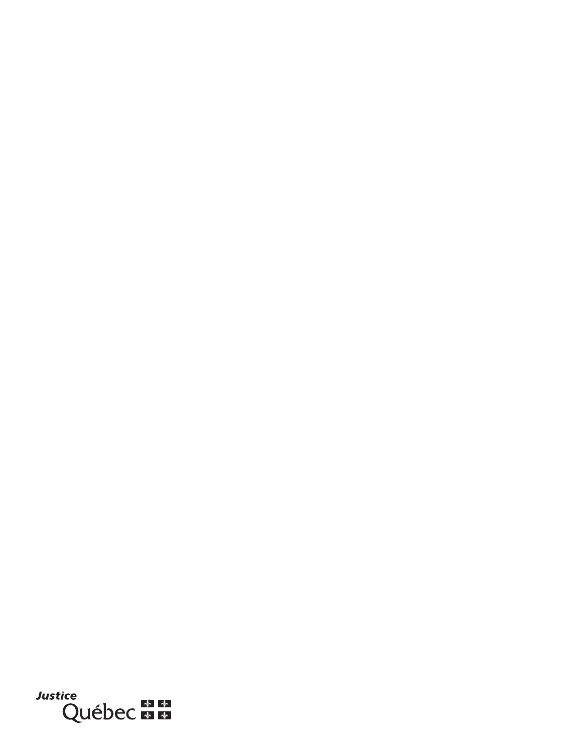Justice
Québec